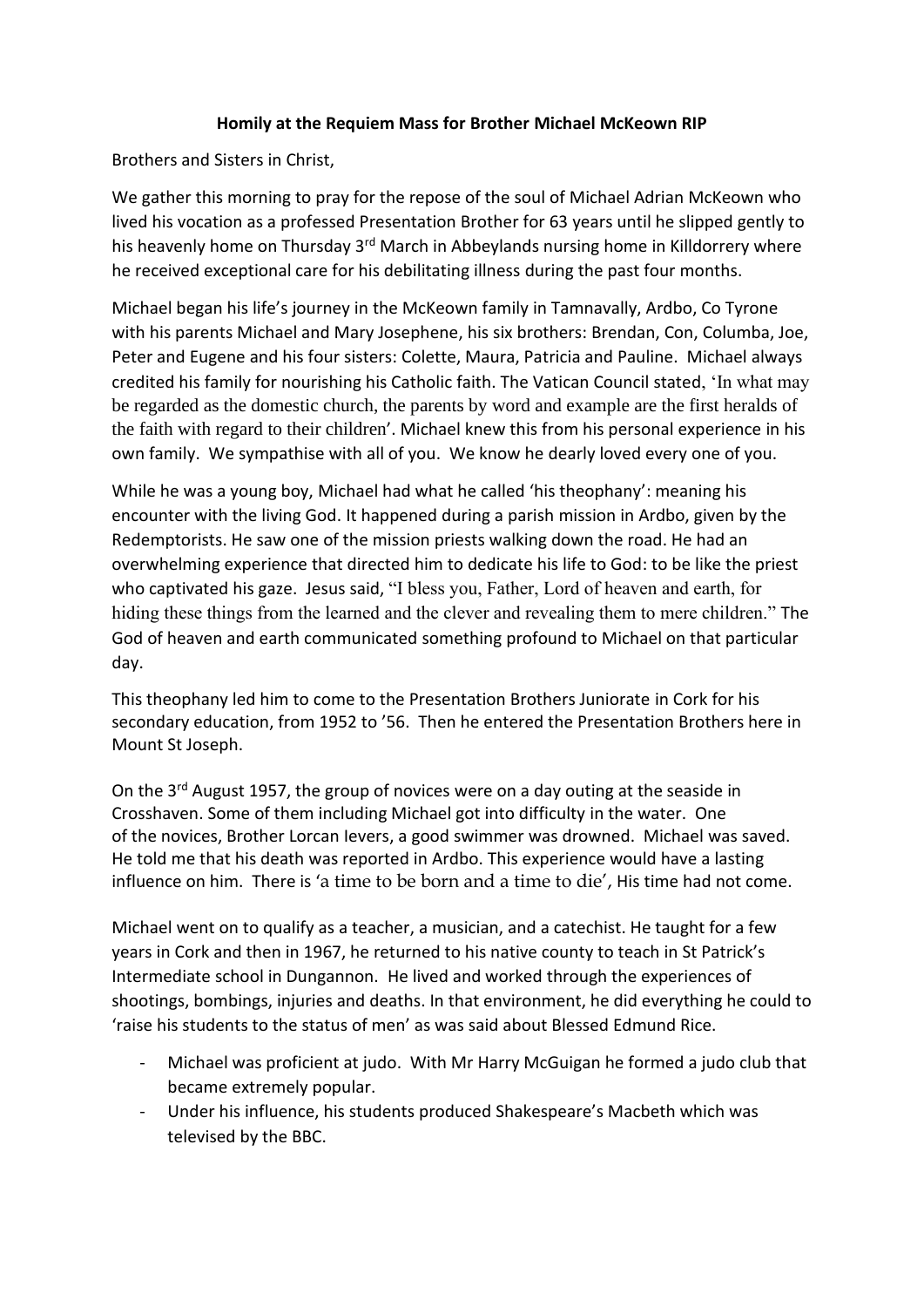**Homily at the Requiem Mass for Brother Michael McKeown RIP**

Brothers and Sisters in Christ,

We gather this morning to pray for the repose of the soul of Michael Adrian McKeown who lived his vocation as a professed Presentation Brother for 63 years until he slipped gently to his heavenly home on Thursday 3rd March in Abbeylands nursing home in Killdorrery where he received exceptional care for his debilitating illness during the past four months.

Michael began his life's journey in the McKeown family in Tamnavally, Ardbo, Co Tyrone with his parents Michael and Mary Josephene, his six brothers: Brendan, Con, Columba, Joe, Peter and Eugene and his four sisters: Colette, Maura, Patricia and Pauline. Michael always credited his family for nourishing his Catholic faith. The Vatican Council stated, 'In what may be regarded as the domestic church, the parents by word and example are the first heralds of the faith with regard to their children'. Michael knew this from his personal experience in his own family. We sympathise with all of you. We know he dearly loved every one of you.

While he was a young boy, Michael had what he called 'his theophany': meaning his encounter with the living God. It happened during a parish mission in Ardbo, given by the Redemptorists. He saw one of the mission priests walking down the road. He had an overwhelming experience that directed him to dedicate his life to God: to be like the priest who captivated his gaze. Jesus said, "I bless you, Father, Lord of heaven and earth, for hiding these things from the learned and the clever and revealing them to mere children." The God of heaven and earth communicated something profound to Michael on that particular day.

This theophany led him to come to the Presentation Brothers Juniorate in Cork for his secondary education, from 1952 to '56. Then he entered the Presentation Brothers here in Mount St Joseph.

On the 3rd August 1957, the group of novices were on a day outing at the seaside in Crosshaven. Some of them including Michael got into difficulty in the water. One of the novices, Brother Lorcan Ievers, a good swimmer was drowned. Michael was saved. He told me that his death was reported in Ardbo. This experience would have a lasting influence on him. There is 'a time to be born and a time to die', His time had not come.

Michael went on to qualify as a teacher, a musician, and a catechist. He taught for a few years in Cork and then in 1967, he returned to his native county to teach in St Patrick's Intermediate school in Dungannon. He lived and worked through the experiences of shootings, bombings, injuries and deaths. In that environment, he did everything he could to 'raise his students to the status of men' as was said about Blessed Edmund Rice.

- Michael was proficient at judo. With Mr Harry McGuigan he formed a judo club that became extremely popular.
- Under his influence, his students produced Shakespeare's Macbeth which was televised by the BBC.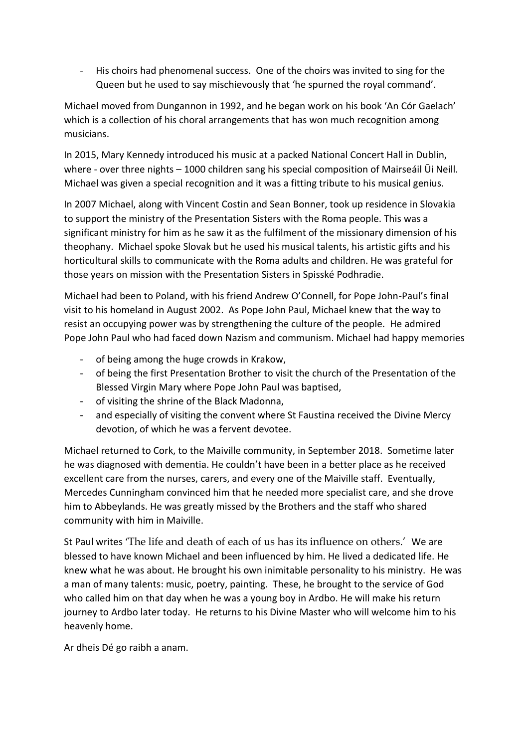- His choirs had phenomenal success. One of the choirs was invited to sing for the Queen but he used to say mischievously that 'he spurned the royal command'.

Michael moved from Dungannon in 1992, and he began work on his book 'An Cór Gaelach' which is a collection of his choral arrangements that has won much recognition among musicians.

In 2015, Mary Kennedy introduced his music at a packed National Concert Hall in Dublin, where - over three nights – 1000 children sang his special composition of Mairseáil Ūi Neill. Michael was given a special recognition and it was a fitting tribute to his musical genius.

In 2007 Michael, along with Vincent Costin and Sean Bonner, took up residence in Slovakia to support the ministry of the Presentation Sisters with the Roma people. This was a significant ministry for him as he saw it as the fulfilment of the missionary dimension of his theophany. Michael spoke Slovak but he used his musical talents, his artistic gifts and his horticultural skills to communicate with the Roma adults and children. He was grateful for those years on mission with the Presentation Sisters in Spisské Podhradie.

Michael had been to Poland, with his friend Andrew O'Connell, for Pope John-Paul's final visit to his homeland in August 2002. As Pope John Paul, Michael knew that the way to resist an occupying power was by strengthening the culture of the people. He admired Pope John Paul who had faced down Nazism and communism. Michael had happy memories

- of being among the huge crowds in Krakow,
- of being the first Presentation Brother to visit the church of the Presentation of the Blessed Virgin Mary where Pope John Paul was baptised,
- of visiting the shrine of the Black Madonna,
- and especially of visiting the convent where St Faustina received the Divine Mercy devotion, of which he was a fervent devotee.

Michael returned to Cork, to the Maiville community, in September 2018. Sometime later he was diagnosed with dementia. He couldn't have been in a better place as he received excellent care from the nurses, carers, and every one of the Maiville staff. Eventually, Mercedes Cunningham convinced him that he needed more specialist care, and she drove him to Abbeylands. He was greatly missed by the Brothers and the staff who shared community with him in Maiville.

St Paul writes 'The life and death of each of us has its influence on others.' We are blessed to have known Michael and been influenced by him. He lived a dedicated life. He knew what he was about. He brought his own inimitable personality to his ministry. He was a man of many talents: music, poetry, painting. These, he brought to the service of God who called him on that day when he was a young boy in Ardbo. He will make his return journey to Ardbo later today. He returns to his Divine Master who will welcome him to his heavenly home.

Ar dheis Dé go raibh a anam.